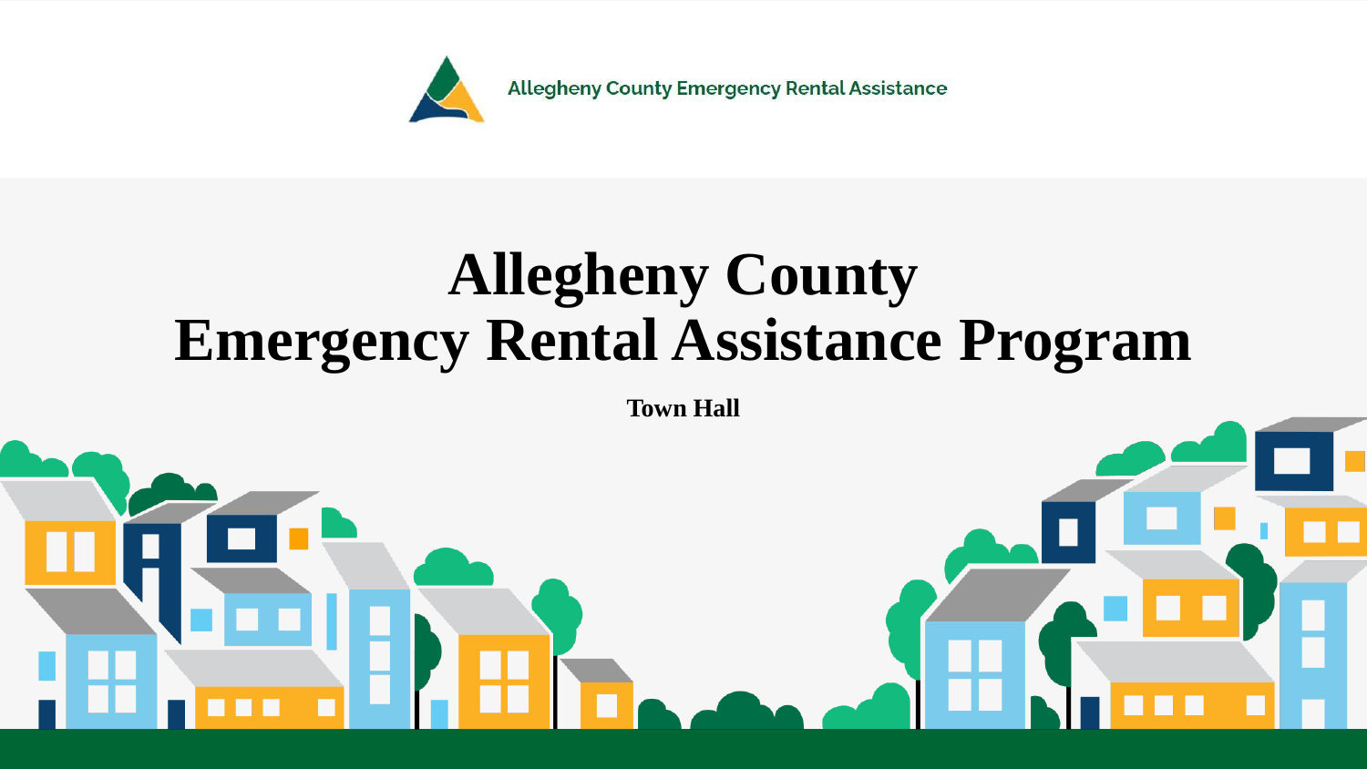Allegheny County Emergency Rental Assistance

# Allegheny County
# Emergency Rental Assistance Program

**Town Hall**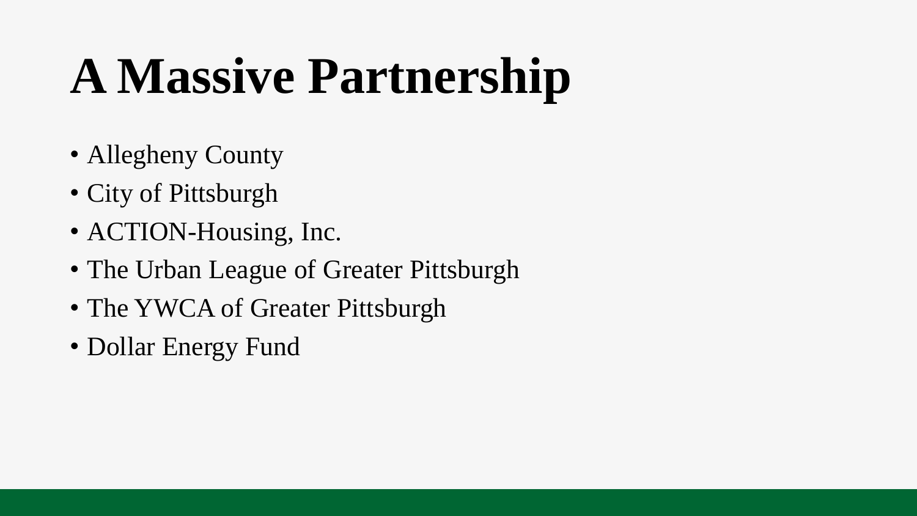# A Massive Partnership

- Allegheny County
- City of Pittsburgh
- ACTION-Housing, Inc.
- The Urban League of Greater Pittsburgh
- The YWCA of Greater Pittsburgh
- Dollar Energy Fund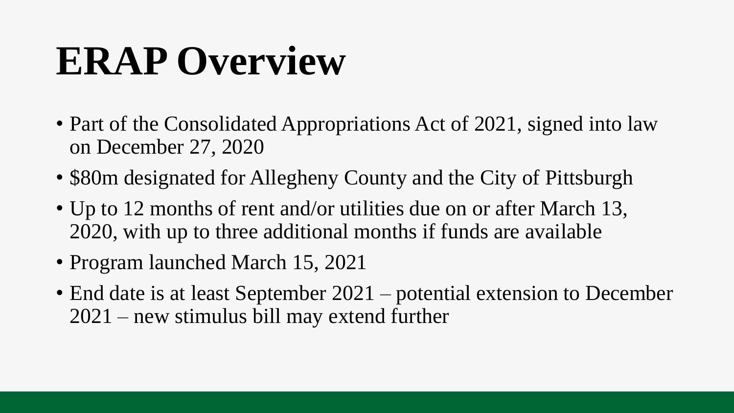# ERAP Overview

- Part of the Consolidated Appropriations Act of 2021, signed into law on December 27, 2020
- $80m designated for Allegheny County and the City of Pittsburgh
- Up to 12 months of rent and/or utilities due on or after March 13, 2020, with up to three additional months if funds are available
- Program launched March 15, 2021
- End date is at least September 2021 – potential extension to December 2021 – new stimulus bill may extend further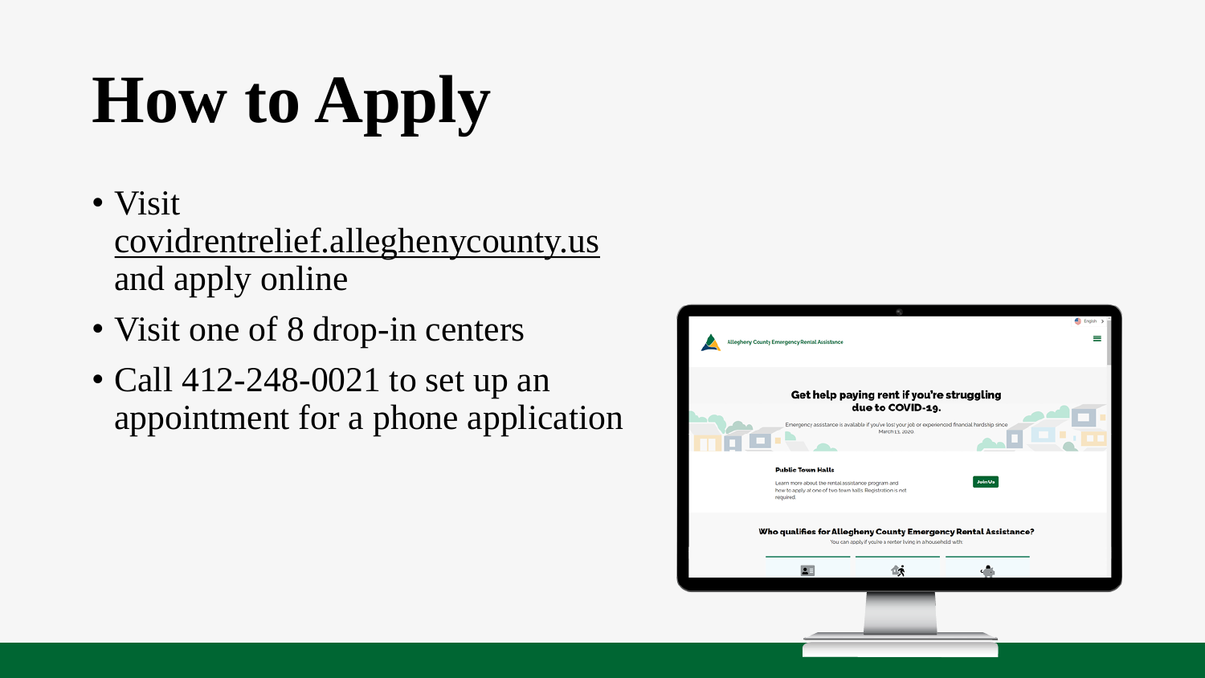# How to Apply

- Visit covidrentrelief.alleghenycounty.us and apply online
- Visit one of 8 drop-in centers
- Call 412-248-0021 to set up an appointment for a phone application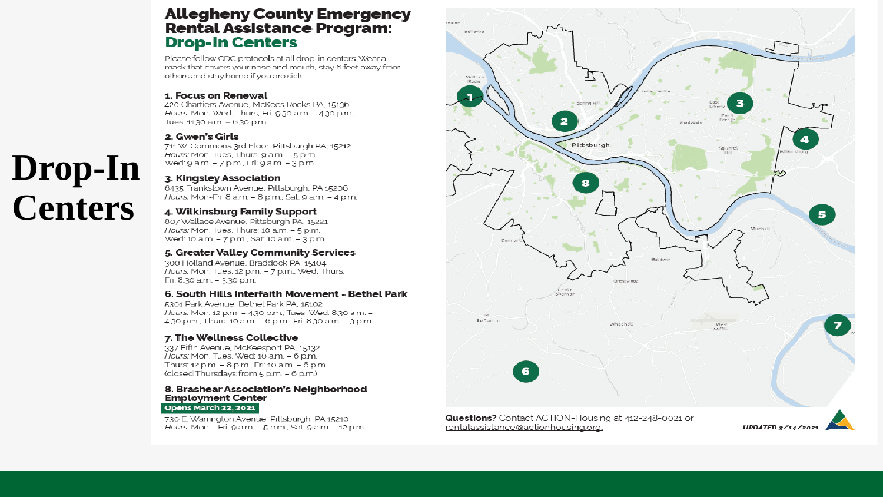# Drop-In Centers

## Allegheny County Emergency Rental Assistance Program: Drop-In Centers

Please follow CDC protocols at all drop-in centers. Wear a mask that covers your nose and mouth, stay 6 feet away from others and stay home if you are sick.

**1. Focus on Renewal**
420 Chartiers Avenue, McKees Rocks PA, 15136
*Hours:* Mon, Wed, Thurs, Fri: 9:30 a.m. – 4:30 p.m., Tues: 11:30 a.m. – 6:30 p.m.

**2. Gwen's Girls**
711 W. Commons 3rd Floor, Pittsburgh PA, 15212
*Hours:* Mon, Tues, Thurs: 9 a.m. – 5 p.m.
Wed: 9 a.m. – 7 p.m., Fri: 9 a.m. – 3 p.m.

**3. Kingsley Association**
6435 Frankstown Avenue, Pittsburgh, PA 15206
*Hours:* Mon-Fri: 8 a.m. – 8 p.m., Sat: 9 a.m. – 4 p.m.

**4. Wilkinsburg Family Support**
807 Wallace Avenue, Pittsburgh PA, 15221
*Hours:* Mon, Tues, Thurs: 10 a.m. – 5 p.m.
Wed: 10 a.m. – 7 p.m., Sat: 10 a.m. – 3 p.m.

**5. Greater Valley Community Services**
300 Holland Avenue, Braddock PA, 15104
*Hours:* Mon, Tues: 12 p.m. – 7 p.m., Wed, Thurs, Fri: 8:30 a.m. – 3:30 p.m.

**6. South Hills Interfaith Movement - Bethel Park**
5301 Park Avenue, Bethel Park PA, 15102
*Hours:* Mon: 12 p.m. – 4:30 p.m., Tues, Wed: 8:30 a.m. – 4:30 p.m., Thurs: 10 a.m. – 6 p.m., Fri: 8:30 a.m. – 3 p.m.

**7. The Wellness Collective**
337 Fifth Avenue, McKeesport PA, 15132
*Hours:* Mon, Tues, Wed: 10 a.m. – 6 p.m.
Thurs: 12 p.m. – 8 p.m., Fri: 10 a.m. – 6 p.m.
(closed Thursdays from 5 p.m. – 6 p.m.)

**8. Brashear Association's Neighborhood Employment Center**
**Opens March 22, 2021**
730 E. Warrington Avenue, Pittsburgh, PA 15210
*Hours:* Mon – Fri: 9 a.m. – 5 p.m., Sat: 9 a.m. – 12 p.m.

**Questions?** Contact ACTION-Housing at 412-248-0021 or rentalassistance@actionhousing.org.

*UPDATED 3/14/2021*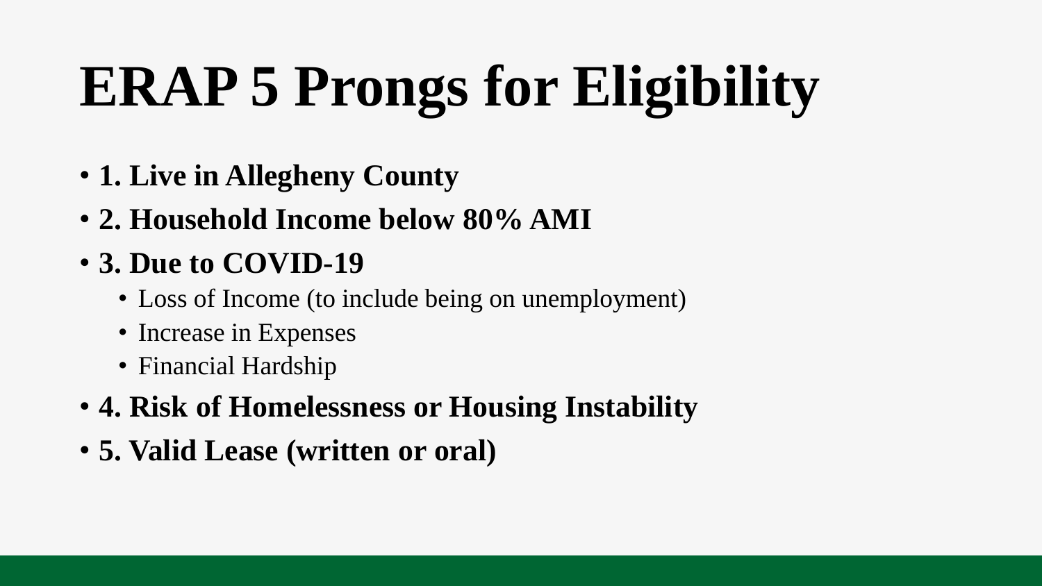# ERAP 5 Prongs for Eligibility

- **1. Live in Allegheny County**
- **2. Household Income below 80% AMI**
- **3. Due to COVID-19**
  - Loss of Income (to include being on unemployment)
  - Increase in Expenses
  - Financial Hardship
- **4. Risk of Homelessness or Housing Instability**
- **5. Valid Lease (written or oral)**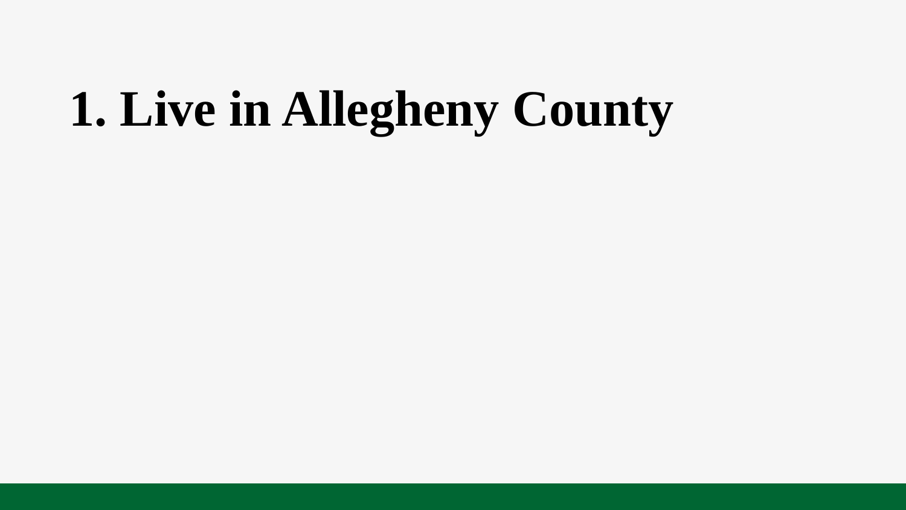# 1. Live in Allegheny County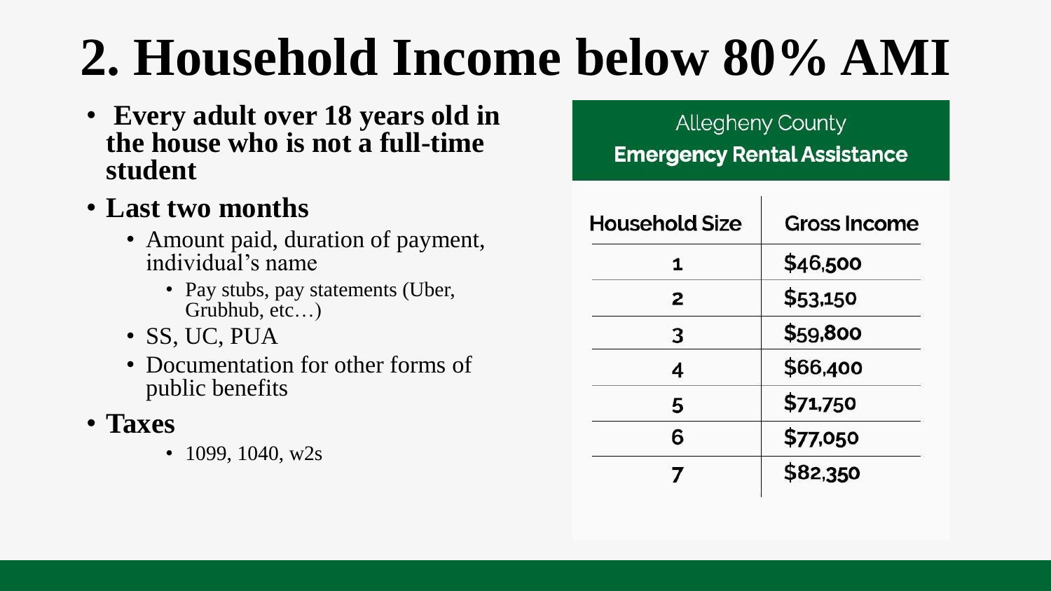# 2. Household Income below 80% AMI

- **Every adult over 18 years old in the house who is not a full-time student**
- **Last two months**
  - Amount paid, duration of payment, individual's name
    - Pay stubs, pay statements (Uber, Grubhub, etc…)
  - SS, UC, PUA
  - Documentation for other forms of public benefits
- **Taxes**
  - 1099, 1040, w2s

Allegheny County
**Emergency Rental Assistance**

| Household Size | Gross Income |
| --- | --- |
| 1 | $46,500 |
| 2 | $53,150 |
| 3 | $59,800 |
| 4 | $66,400 |
| 5 | $71,750 |
| 6 | $77,050 |
| 7 | $82,350 |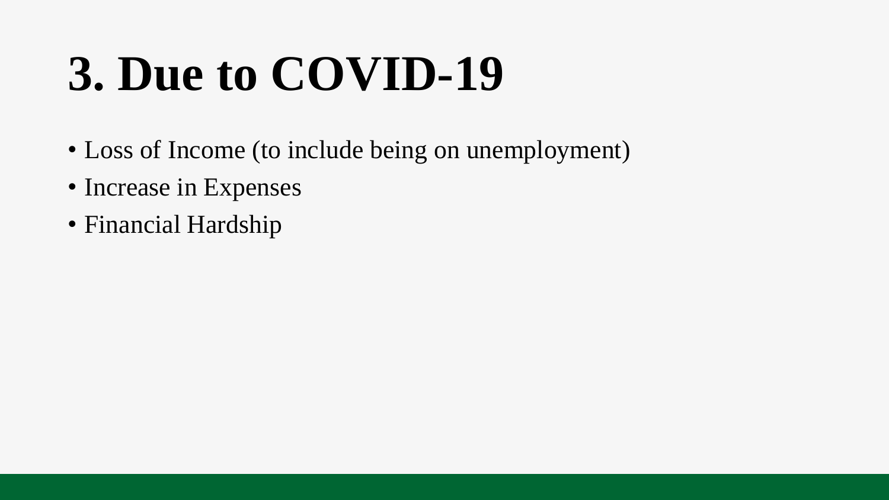# 3. Due to COVID-19

- Loss of Income (to include being on unemployment)
- Increase in Expenses
- Financial Hardship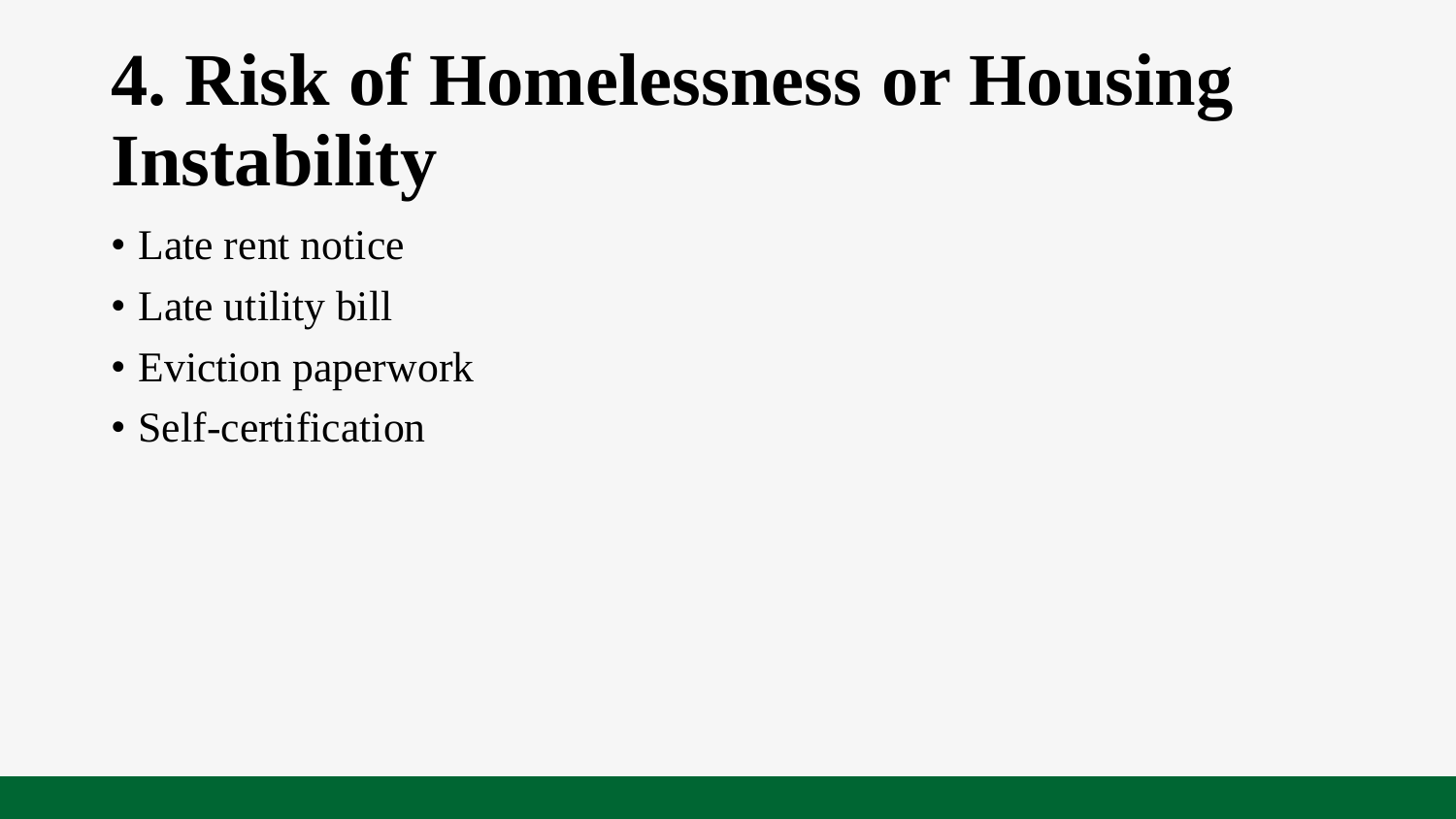# 4. Risk of Homelessness or Housing Instability

- Late rent notice
- Late utility bill
- Eviction paperwork
- Self-certification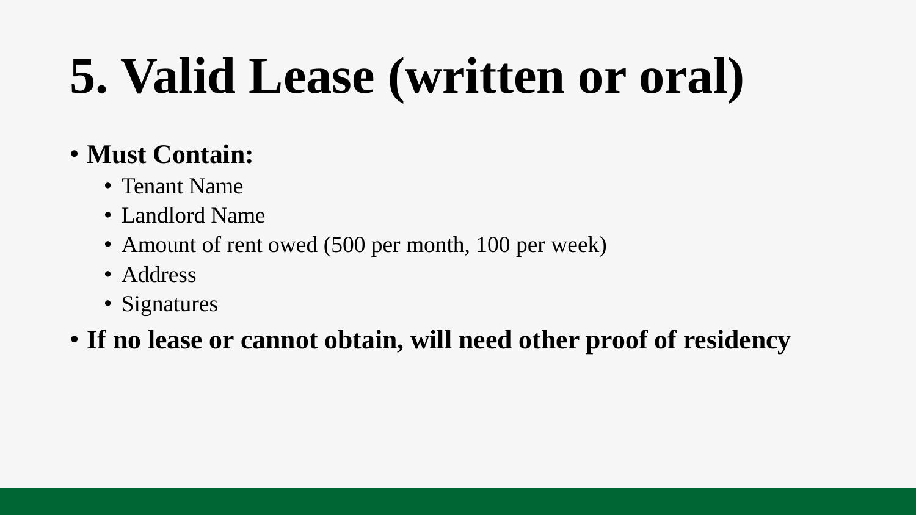# 5. Valid Lease (written or oral)

- **Must Contain:**
  - Tenant Name
  - Landlord Name
  - Amount of rent owed (500 per month, 100 per week)
  - Address
  - Signatures
- **If no lease or cannot obtain, will need other proof of residency**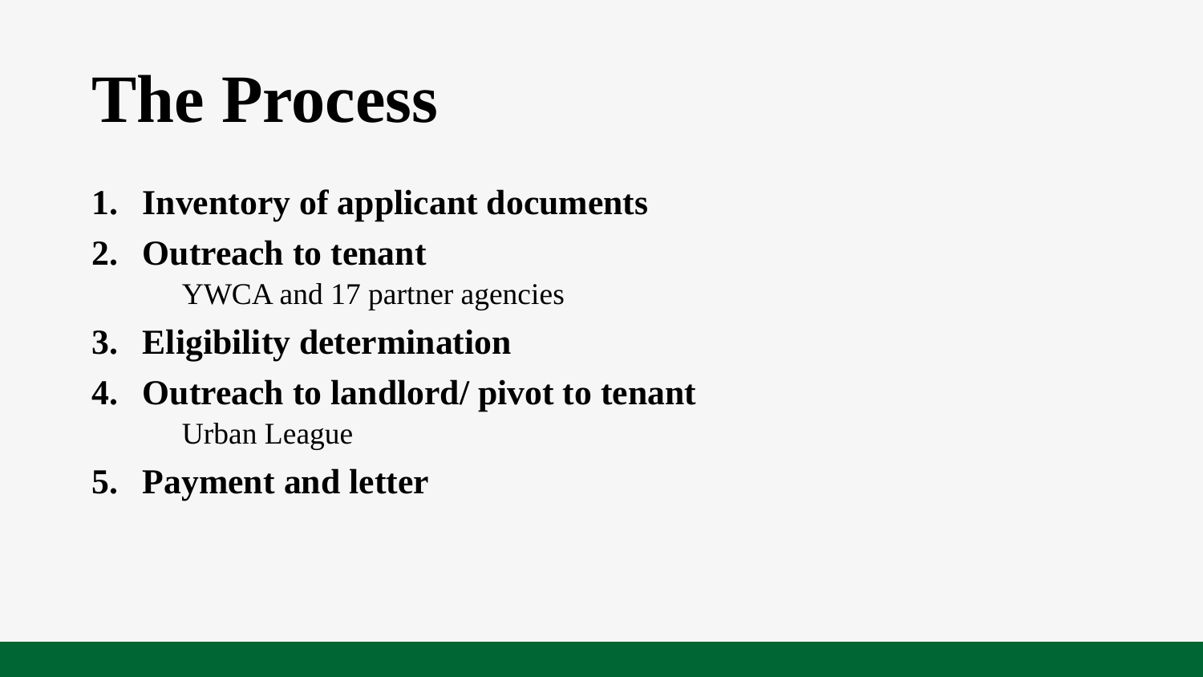# The Process

1. **Inventory of applicant documents**
2. **Outreach to tenant**

   YWCA and 17 partner agencies
3. **Eligibility determination**
4. **Outreach to landlord/ pivot to tenant**

   Urban League
5. **Payment and letter**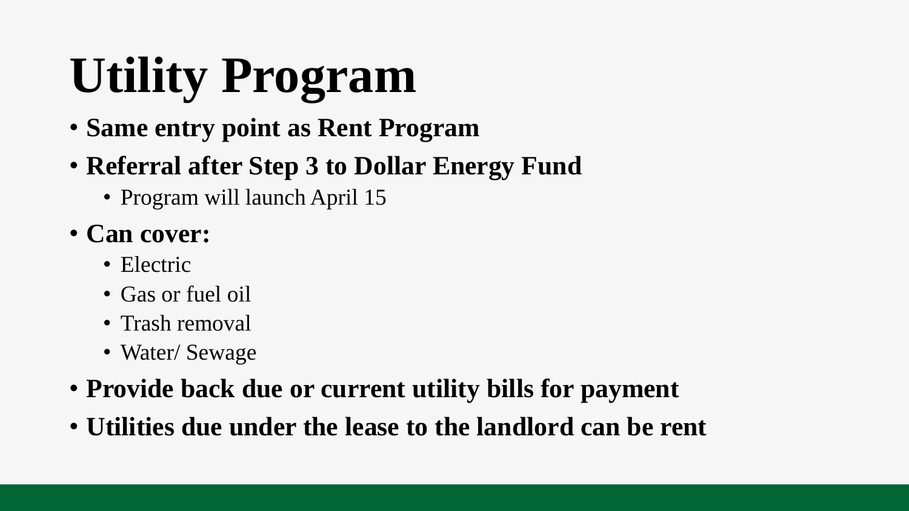# Utility Program

- **Same entry point as Rent Program**
- **Referral after Step 3 to Dollar Energy Fund**
  - Program will launch April 15
- **Can cover:**
  - Electric
  - Gas or fuel oil
  - Trash removal
  - Water/ Sewage
- **Provide back due or current utility bills for payment**
- **Utilities due under the lease to the landlord can be rent**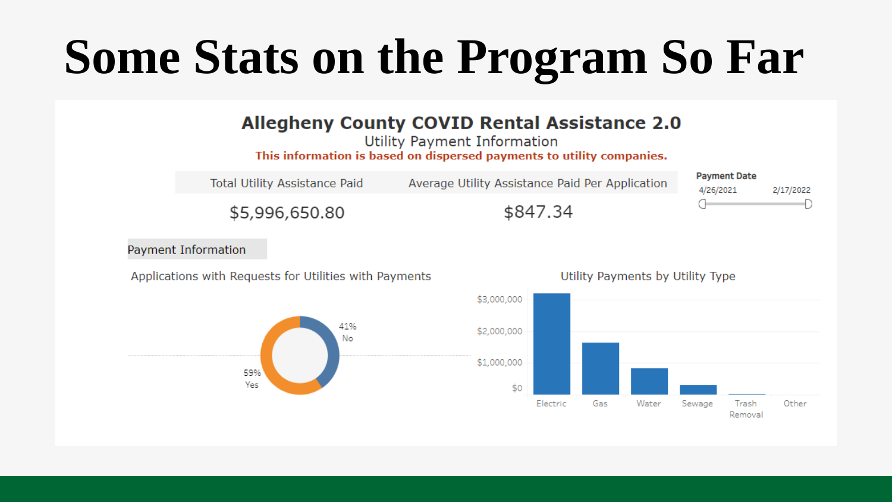# Some Stats on the Program So Far

## Allegheny County COVID Rental Assistance 2.0

Utility Payment Information

**This information is based on dispersed payments to utility companies.**

| Total Utility Assistance Paid | Average Utility Assistance Paid Per Application |
|---|---|
| $5,996,650.80 | $847.34 |

**Payment Date**

4/26/2021 – 2/17/2022

### Payment Information

**Applications with Requests for Utilities with Payments**

- 41% No
- 59% Yes

**Utility Payments by Utility Type**

$3,000,000
$2,000,000
$1,000,000
$0

Electric, Gas, Water, Sewage, Trash Removal, Other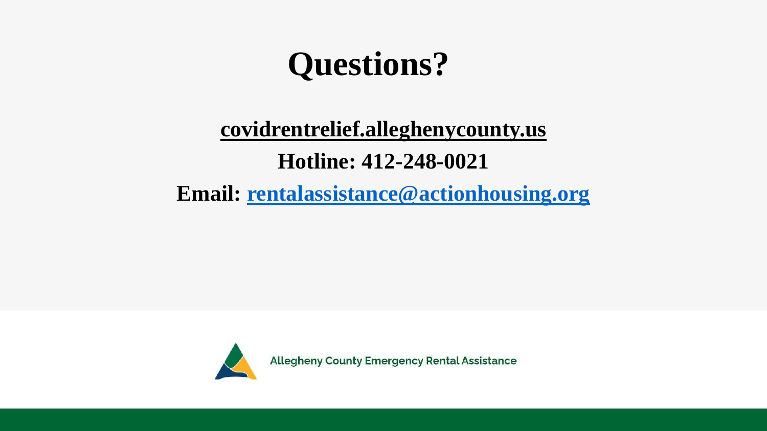# Questions?

**covidrentrelief.alleghenycounty.us**

**Hotline: 412-248-0021**

**Email: rentalassistance@actionhousing.org**

Allegheny County Emergency Rental Assistance